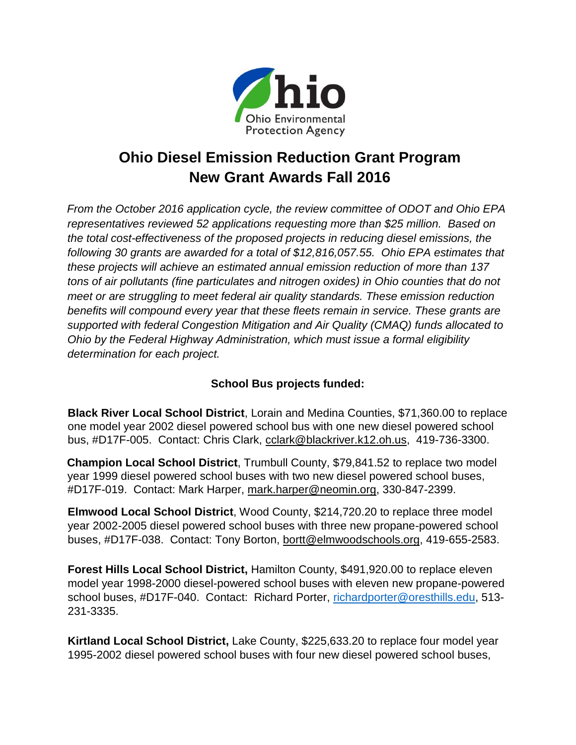Ohio Environmental Protection Agency

# Ohio Diesel Emission Reduction Grant Program
# New Grant Awards Fall 2016

*From the October 2016 application cycle, the review committee of ODOT and Ohio EPA representatives reviewed 52 applications requesting more than $25 million. Based on the total cost-effectiveness of the proposed projects in reducing diesel emissions, the following 30 grants are awarded for a total of $12,816,057.55. Ohio EPA estimates that these projects will achieve an estimated annual emission reduction of more than 137 tons of air pollutants (fine particulates and nitrogen oxides) in Ohio counties that do not meet or are struggling to meet federal air quality standards. These emission reduction benefits will compound every year that these fleets remain in service. These grants are supported with federal Congestion Mitigation and Air Quality (CMAQ) funds allocated to Ohio by the Federal Highway Administration, which must issue a formal eligibility determination for each project.*

## School Bus projects funded:

**Black River Local School District**, Lorain and Medina Counties, $71,360.00 to replace one model year 2002 diesel powered school bus with one new diesel powered school bus, #D17F-005. Contact: Chris Clark, cclark@blackriver.k12.oh.us, 419-736-3300.

**Champion Local School District**, Trumbull County, $79,841.52 to replace two model year 1999 diesel powered school buses with two new diesel powered school buses, #D17F-019. Contact: Mark Harper, mark.harper@neomin.org, 330-847-2399.

**Elmwood Local School District**, Wood County, $214,720.20 to replace three model year 2002-2005 diesel powered school buses with three new propane-powered school buses, #D17F-038. Contact: Tony Borton, bortt@elmwoodschools.org, 419-655-2583.

**Forest Hills Local School District,** Hamilton County, $491,920.00 to replace eleven model year 1998-2000 diesel-powered school buses with eleven new propane-powered school buses, #D17F-040. Contact: Richard Porter, richardporter@oresthills.edu, 513-231-3335.

**Kirtland Local School District,** Lake County, $225,633.20 to replace four model year 1995-2002 diesel powered school buses with four new diesel powered school buses,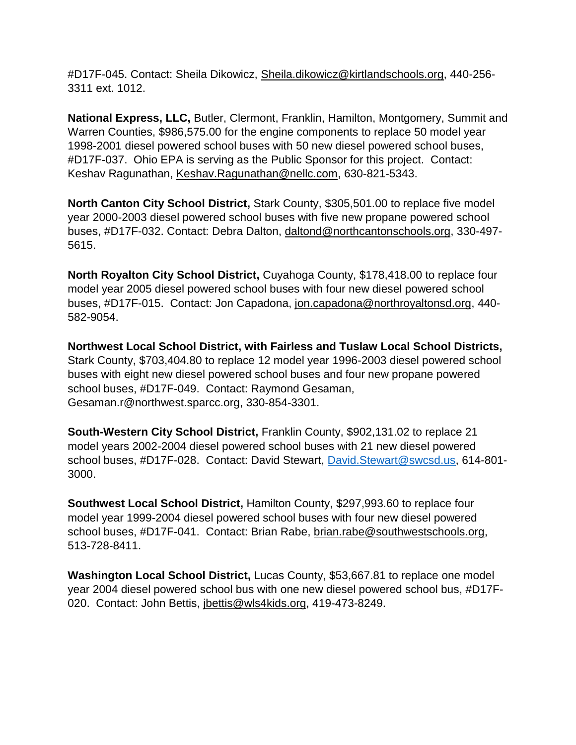#D17F-045. Contact: Sheila Dikowicz, Sheila.dikowicz@kirtlandschools.org, 440-256-3311 ext. 1012.

**National Express, LLC,** Butler, Clermont, Franklin, Hamilton, Montgomery, Summit and Warren Counties, $986,575.00 for the engine components to replace 50 model year 1998-2001 diesel powered school buses with 50 new diesel powered school buses, #D17F-037. Ohio EPA is serving as the Public Sponsor for this project. Contact: Keshav Ragunathan, Keshav.Ragunathan@nellc.com, 630-821-5343.

**North Canton City School District,** Stark County, $305,501.00 to replace five model year 2000-2003 diesel powered school buses with five new propane powered school buses, #D17F-032. Contact: Debra Dalton, daltond@northcantonschools.org, 330-497-5615.

**North Royalton City School District,** Cuyahoga County, $178,418.00 to replace four model year 2005 diesel powered school buses with four new diesel powered school buses, #D17F-015. Contact: Jon Capadona, jon.capadona@northroyaltonsd.org, 440-582-9054.

**Northwest Local School District, with Fairless and Tuslaw Local School Districts,** Stark County, $703,404.80 to replace 12 model year 1996-2003 diesel powered school buses with eight new diesel powered school buses and four new propane powered school buses, #D17F-049. Contact: Raymond Gesaman, Gesaman.r@northwest.sparcc.org, 330-854-3301.

**South-Western City School District,** Franklin County, $902,131.02 to replace 21 model years 2002-2004 diesel powered school buses with 21 new diesel powered school buses, #D17F-028. Contact: David Stewart, David.Stewart@swcsd.us, 614-801-3000.

**Southwest Local School District,** Hamilton County, $297,993.60 to replace four model year 1999-2004 diesel powered school buses with four new diesel powered school buses, #D17F-041. Contact: Brian Rabe, brian.rabe@southwestschools.org, 513-728-8411.

**Washington Local School District,** Lucas County, $53,667.81 to replace one model year 2004 diesel powered school bus with one new diesel powered school bus, #D17F-020. Contact: John Bettis, jbettis@wls4kids.org, 419-473-8249.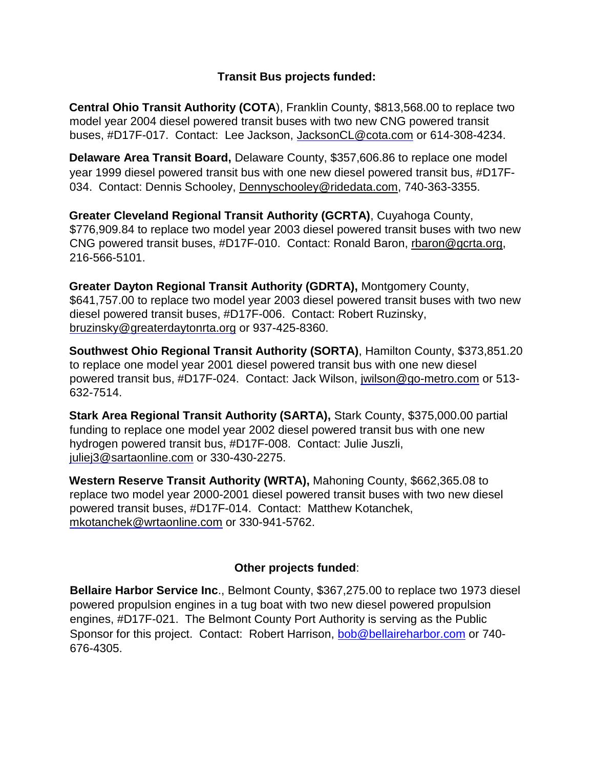**Transit Bus projects funded:**

**Central Ohio Transit Authority (COTA**), Franklin County, $813,568.00 to replace two model year 2004 diesel powered transit buses with two new CNG powered transit buses, #D17F-017. Contact: Lee Jackson, JacksonCL@cota.com or 614-308-4234.

**Delaware Area Transit Board,** Delaware County, $357,606.86 to replace one model year 1999 diesel powered transit bus with one new diesel powered transit bus, #D17F-034. Contact: Dennis Schooley, Dennyschooley@ridedata.com, 740-363-3355.

**Greater Cleveland Regional Transit Authority (GCRTA)**, Cuyahoga County, $776,909.84 to replace two model year 2003 diesel powered transit buses with two new CNG powered transit buses, #D17F-010. Contact: Ronald Baron, rbaron@gcrta.org, 216-566-5101.

**Greater Dayton Regional Transit Authority (GDRTA),** Montgomery County, $641,757.00 to replace two model year 2003 diesel powered transit buses with two new diesel powered transit buses, #D17F-006. Contact: Robert Ruzinsky, bruzinsky@greaterdaytonrta.org or 937-425-8360.

**Southwest Ohio Regional Transit Authority (SORTA)**, Hamilton County, $373,851.20 to replace one model year 2001 diesel powered transit bus with one new diesel powered transit bus, #D17F-024. Contact: Jack Wilson, jwilson@go-metro.com or 513-632-7514.

**Stark Area Regional Transit Authority (SARTA),** Stark County, $375,000.00 partial funding to replace one model year 2002 diesel powered transit bus with one new hydrogen powered transit bus, #D17F-008. Contact: Julie Juszli, juliej3@sartaonline.com or 330-430-2275.

**Western Reserve Transit Authority (WRTA),** Mahoning County, $662,365.08 to replace two model year 2000-2001 diesel powered transit buses with two new diesel powered transit buses, #D17F-014. Contact: Matthew Kotanchek, mkotanchek@wrtaonline.com or 330-941-5762.

**Other projects funded**:

**Bellaire Harbor Service Inc**., Belmont County, $367,275.00 to replace two 1973 diesel powered propulsion engines in a tug boat with two new diesel powered propulsion engines, #D17F-021. The Belmont County Port Authority is serving as the Public Sponsor for this project. Contact: Robert Harrison, bob@bellaireharbor.com or 740-676-4305.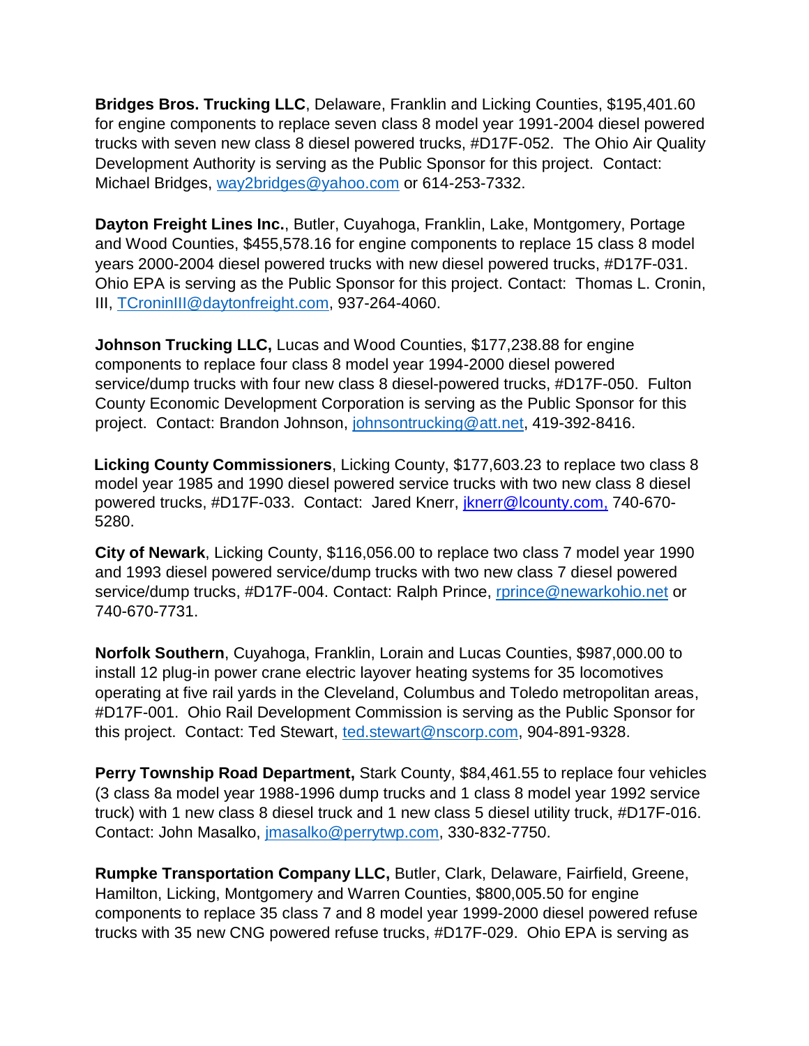**Bridges Bros. Trucking LLC**, Delaware, Franklin and Licking Counties, $195,401.60 for engine components to replace seven class 8 model year 1991-2004 diesel powered trucks with seven new class 8 diesel powered trucks, #D17F-052. The Ohio Air Quality Development Authority is serving as the Public Sponsor for this project. Contact: Michael Bridges, way2bridges@yahoo.com or 614-253-7332.

**Dayton Freight Lines Inc.**, Butler, Cuyahoga, Franklin, Lake, Montgomery, Portage and Wood Counties, $455,578.16 for engine components to replace 15 class 8 model years 2000-2004 diesel powered trucks with new diesel powered trucks, #D17F-031. Ohio EPA is serving as the Public Sponsor for this project. Contact: Thomas L. Cronin, III, TCroninIII@daytonfreight.com, 937-264-4060.

**Johnson Trucking LLC,** Lucas and Wood Counties, $177,238.88 for engine components to replace four class 8 model year 1994-2000 diesel powered service/dump trucks with four new class 8 diesel-powered trucks, #D17F-050. Fulton County Economic Development Corporation is serving as the Public Sponsor for this project. Contact: Brandon Johnson, johnsontrucking@att.net, 419-392-8416.

**Licking County Commissioners**, Licking County, $177,603.23 to replace two class 8 model year 1985 and 1990 diesel powered service trucks with two new class 8 diesel powered trucks, #D17F-033. Contact: Jared Knerr, jknerr@lcounty.com, 740-670-5280.

**City of Newark**, Licking County, $116,056.00 to replace two class 7 model year 1990 and 1993 diesel powered service/dump trucks with two new class 7 diesel powered service/dump trucks, #D17F-004. Contact: Ralph Prince, rprince@newarkohio.net or 740-670-7731.

**Norfolk Southern**, Cuyahoga, Franklin, Lorain and Lucas Counties, $987,000.00 to install 12 plug-in power crane electric layover heating systems for 35 locomotives operating at five rail yards in the Cleveland, Columbus and Toledo metropolitan areas, #D17F-001. Ohio Rail Development Commission is serving as the Public Sponsor for this project. Contact: Ted Stewart, ted.stewart@nscorp.com, 904-891-9328.

**Perry Township Road Department,** Stark County, $84,461.55 to replace four vehicles (3 class 8a model year 1988-1996 dump trucks and 1 class 8 model year 1992 service truck) with 1 new class 8 diesel truck and 1 new class 5 diesel utility truck, #D17F-016. Contact: John Masalko, jmasalko@perrytwp.com, 330-832-7750.

**Rumpke Transportation Company LLC,** Butler, Clark, Delaware, Fairfield, Greene, Hamilton, Licking, Montgomery and Warren Counties, $800,005.50 for engine components to replace 35 class 7 and 8 model year 1999-2000 diesel powered refuse trucks with 35 new CNG powered refuse trucks, #D17F-029. Ohio EPA is serving as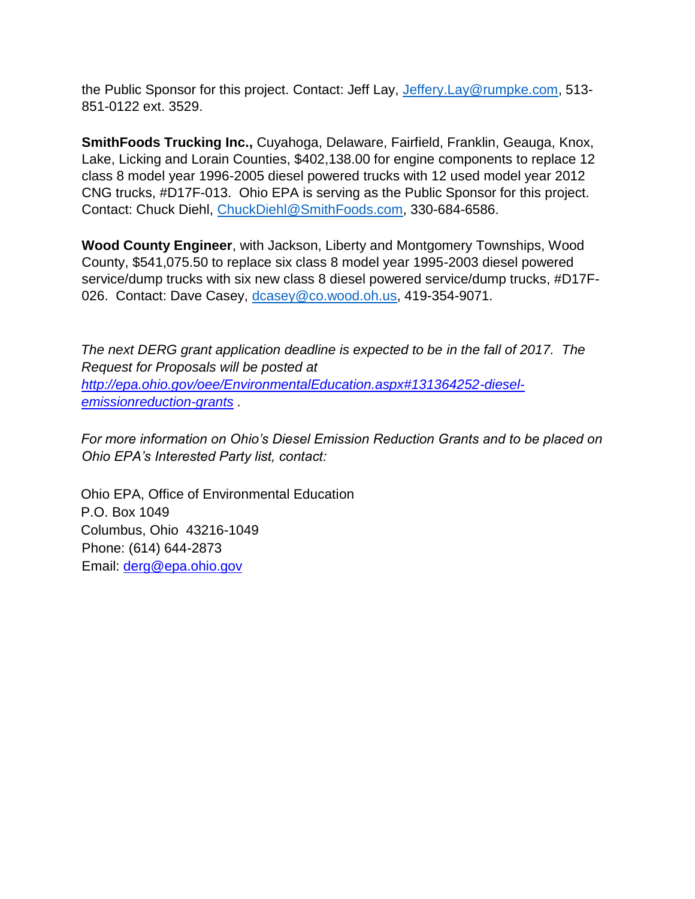the Public Sponsor for this project. Contact: Jeff Lay, Jeffery.Lay@rumpke.com, 513-851-0122 ext. 3529.

**SmithFoods Trucking Inc.,** Cuyahoga, Delaware, Fairfield, Franklin, Geauga, Knox, Lake, Licking and Lorain Counties, $402,138.00 for engine components to replace 12 class 8 model year 1996-2005 diesel powered trucks with 12 used model year 2012 CNG trucks, #D17F-013. Ohio EPA is serving as the Public Sponsor for this project. Contact: Chuck Diehl, ChuckDiehl@SmithFoods.com, 330-684-6586.

**Wood County Engineer**, with Jackson, Liberty and Montgomery Townships, Wood County, $541,075.50 to replace six class 8 model year 1995-2003 diesel powered service/dump trucks with six new class 8 diesel powered service/dump trucks, #D17F-026. Contact: Dave Casey, dcasey@co.wood.oh.us, 419-354-9071.

*The next DERG grant application deadline is expected to be in the fall of 2017. The Request for Proposals will be posted at http://epa.ohio.gov/oee/EnvironmentalEducation.aspx#131364252-diesel-emissionreduction-grants .*

*For more information on Ohio's Diesel Emission Reduction Grants and to be placed on Ohio EPA's Interested Party list, contact:*

Ohio EPA, Office of Environmental Education
P.O. Box 1049
Columbus, Ohio 43216-1049
Phone: (614) 644-2873
Email: derg@epa.ohio.gov